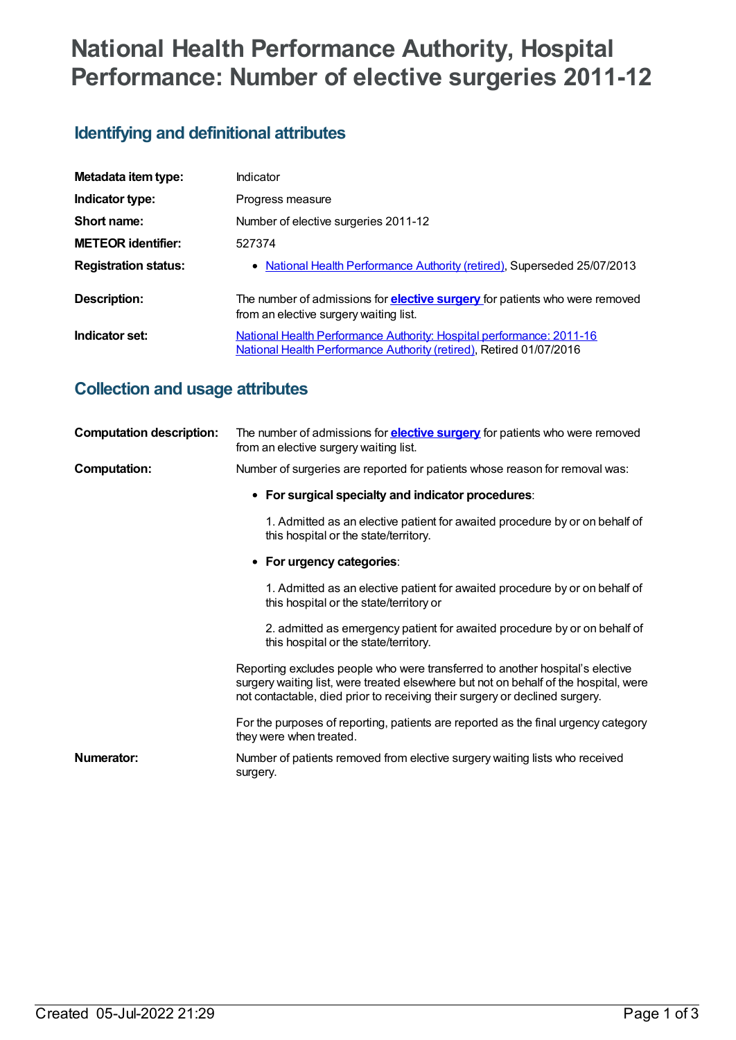# National Health Performance Authority, Hospital Performance: Number of elective surgeries 2011-12

## Identifying and definitional attributes

| | |
|---|---|
| **Metadata item type:** | Indicator |
| **Indicator type:** | Progress measure |
| **Short name:** | Number of elective surgeries 2011-12 |
| **METEOR identifier:** | 527374 |
| **Registration status:** | • National Health Performance Authority (retired), Superseded 25/07/2013 |
| **Description:** | The number of admissions for **elective surgery** for patients who were removed from an elective surgery waiting list. |
| **Indicator set:** | National Health Performance Authority: Hospital performance: 2011-16 National Health Performance Authority (retired), Retired 01/07/2016 |

## Collection and usage attributes

**Computation description:** The number of admissions for **elective surgery** for patients who were removed from an elective surgery waiting list.

**Computation:** Number of surgeries are reported for patients whose reason for removal was:

- **For surgical specialty and indicator procedures**:

  1. Admitted as an elective patient for awaited procedure by or on behalf of this hospital or the state/territory.

- **For urgency categories**:

  1. Admitted as an elective patient for awaited procedure by or on behalf of this hospital or the state/territory or

  2. admitted as emergency patient for awaited procedure by or on behalf of this hospital or the state/territory.

Reporting excludes people who were transferred to another hospital's elective surgery waiting list, were treated elsewhere but not on behalf of the hospital, were not contactable, died prior to receiving their surgery or declined surgery.

For the purposes of reporting, patients are reported as the final urgency category they were when treated.

**Numerator:** Number of patients removed from elective surgery waiting lists who received surgery.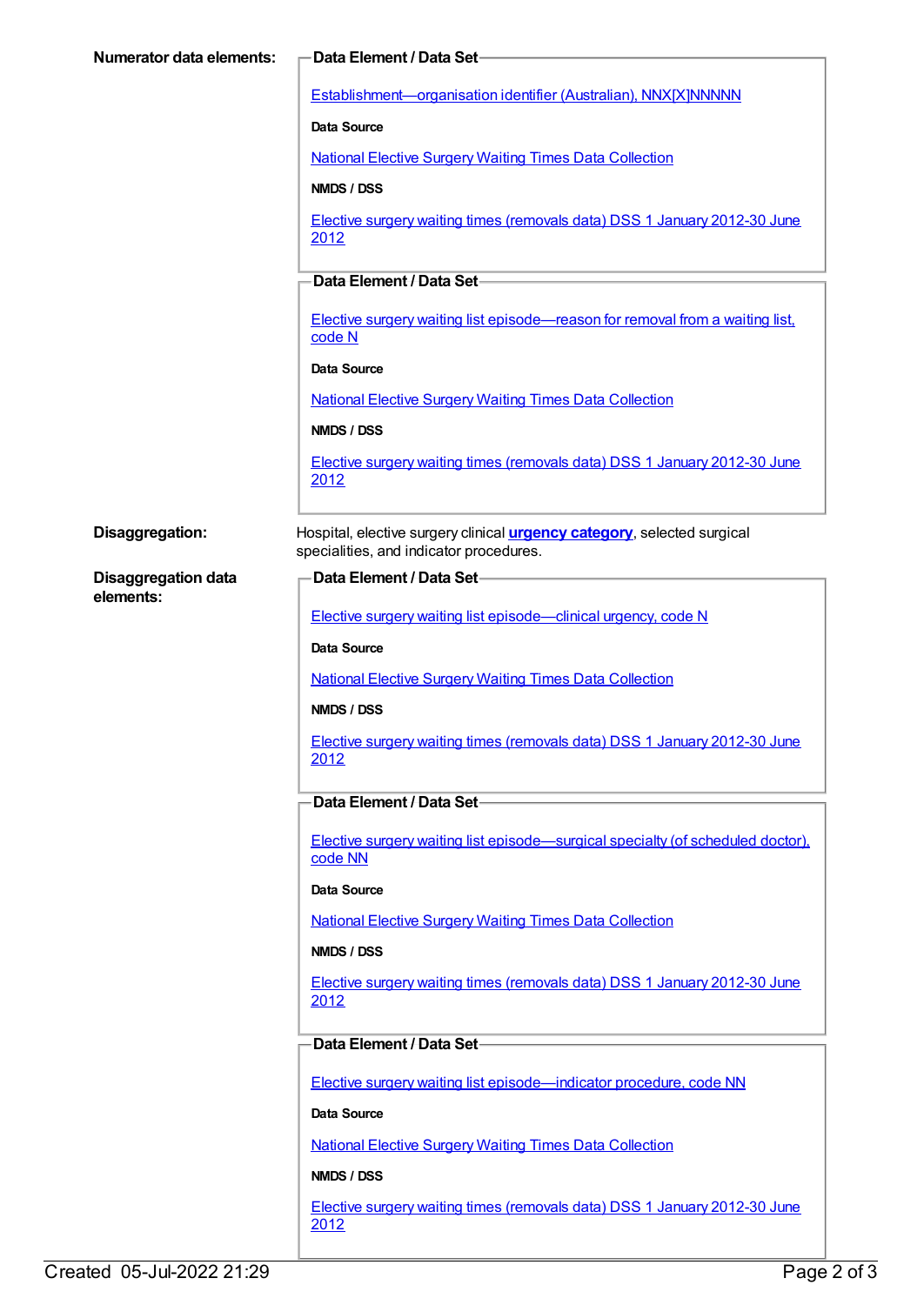**Numerator data elements:**

**Data Element / Data Set**

Establishment—organisation identifier (Australian), NNX[X]NNNNN

**Data Source**

National Elective Surgery Waiting Times Data Collection

**NMDS / DSS**

Elective surgery waiting times (removals data) DSS 1 January 2012-30 June 2012

**Data Element / Data Set**

Elective surgery waiting list episode—reason for removal from a waiting list, code N

**Data Source**

National Elective Surgery Waiting Times Data Collection

**NMDS / DSS**

Elective surgery waiting times (removals data) DSS 1 January 2012-30 June 2012

**Disaggregation:**

Hospital, elective surgery clinical **urgency category**, selected surgical specialities, and indicator procedures.

**Disaggregation data elements:**

**Data Element / Data Set**

Elective surgery waiting list episode—clinical urgency, code N

**Data Source**

National Elective Surgery Waiting Times Data Collection

**NMDS / DSS**

Elective surgery waiting times (removals data) DSS 1 January 2012-30 June 2012

**Data Element / Data Set**

Elective surgery waiting list episode—surgical specialty (of scheduled doctor), code NN

**Data Source**

National Elective Surgery Waiting Times Data Collection

**NMDS / DSS**

Elective surgery waiting times (removals data) DSS 1 January 2012-30 June 2012

**Data Element / Data Set**

Elective surgery waiting list episode—indicator procedure, code NN

**Data Source**

National Elective Surgery Waiting Times Data Collection

**NMDS / DSS**

Elective surgery waiting times (removals data) DSS 1 January 2012-30 June 2012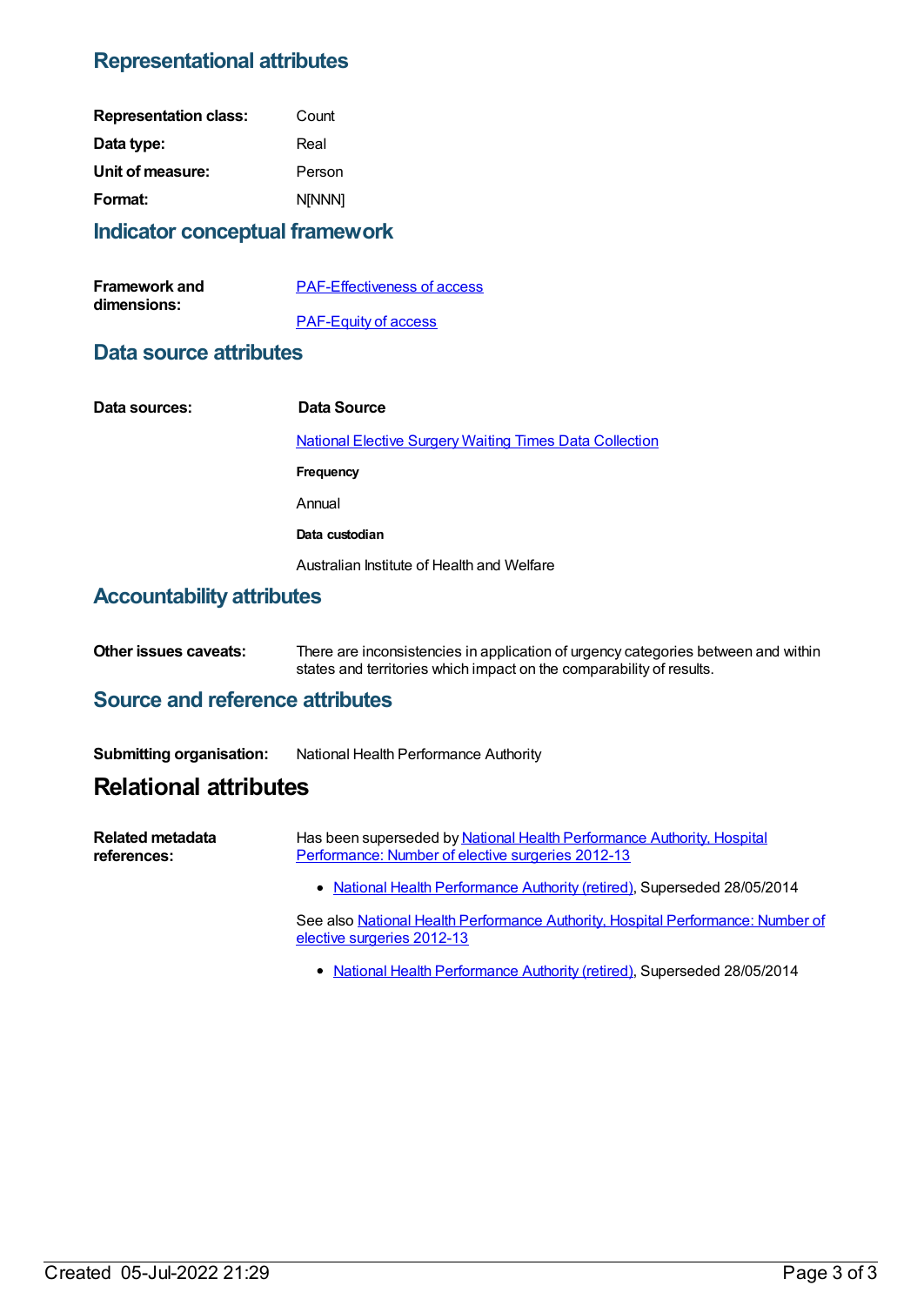## Representational attributes

| | |
|---|---|
| **Representation class:** | Count |
| **Data type:** | Real |
| **Unit of measure:** | Person |
| **Format:** | N[NNN] |

## Indicator conceptual framework

**Framework and dimensions:**

PAF-Effectiveness of access

PAF-Equity of access

## Data source attributes

**Data sources:**

**Data Source**

National Elective Surgery Waiting Times Data Collection

**Frequency**

Annual

**Data custodian**

Australian Institute of Health and Welfare

## Accountability attributes

**Other issues caveats:** There are inconsistencies in application of urgency categories between and within states and territories which impact on the comparability of results.

## Source and reference attributes

**Submitting organisation:** National Health Performance Authority

# Relational attributes

**Related metadata references:**

Has been superseded by National Health Performance Authority, Hospital Performance: Number of elective surgeries 2012-13

- National Health Performance Authority (retired), Superseded 28/05/2014

See also National Health Performance Authority, Hospital Performance: Number of elective surgeries 2012-13

- National Health Performance Authority (retired), Superseded 28/05/2014